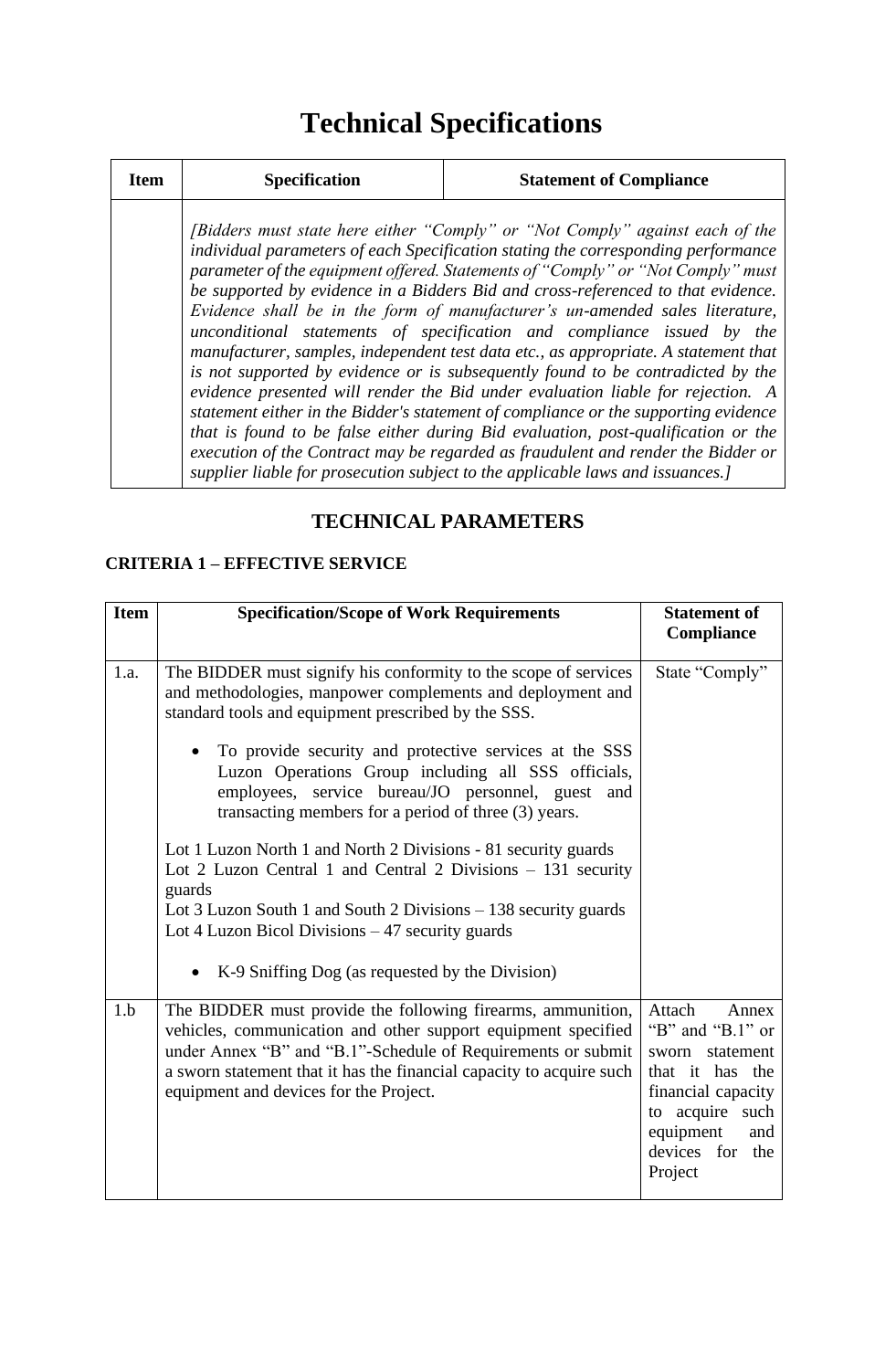# Technical Specifications

| Item | Specification | Statement of Compliance |
|---|---|---|
| | *[Bidders must state here either "Comply" or "Not Comply" against each of the individual parameters of each Specification stating the corresponding performance parameter of the equipment offered. Statements of "Comply" or "Not Comply" must be supported by evidence in a Bidders Bid and cross-referenced to that evidence. Evidence shall be in the form of manufacturer's un-amended sales literature, unconditional statements of specification and compliance issued by the manufacturer, samples, independent test data etc., as appropriate. A statement that is not supported by evidence or is subsequently found to be contradicted by the evidence presented will render the Bid under evaluation liable for rejection. A statement either in the Bidder's statement of compliance or the supporting evidence that is found to be false either during Bid evaluation, post-qualification or the execution of the Contract may be regarded as fraudulent and render the Bidder or supplier liable for prosecution subject to the applicable laws and issuances.]* | |

## TECHNICAL PARAMETERS

### CRITERIA 1 – EFFECTIVE SERVICE

| Item | Specification/Scope of Work Requirements | Statement of Compliance |
|---|---|---|
| 1.a. | The BIDDER must signify his conformity to the scope of services and methodologies, manpower complements and deployment and standard tools and equipment prescribed by the SSS.<br><br>• To provide security and protective services at the SSS Luzon Operations Group including all SSS officials, employees, service bureau/JO personnel, guest and transacting members for a period of three (3) years.<br><br>Lot 1 Luzon North 1 and North 2 Divisions - 81 security guards<br>Lot 2 Luzon Central 1 and Central 2 Divisions – 131 security guards<br>Lot 3 Luzon South 1 and South 2 Divisions – 138 security guards<br>Lot 4 Luzon Bicol Divisions – 47 security guards<br><br>• K-9 Sniffing Dog (as requested by the Division) | State "Comply" |
| 1.b | The BIDDER must provide the following firearms, ammunition, vehicles, communication and other support equipment specified under Annex "B" and "B.1"-Schedule of Requirements or submit a sworn statement that it has the financial capacity to acquire such equipment and devices for the Project. | Attach Annex "B" and "B.1" or sworn statement that it has the financial capacity to acquire such equipment and devices for the Project |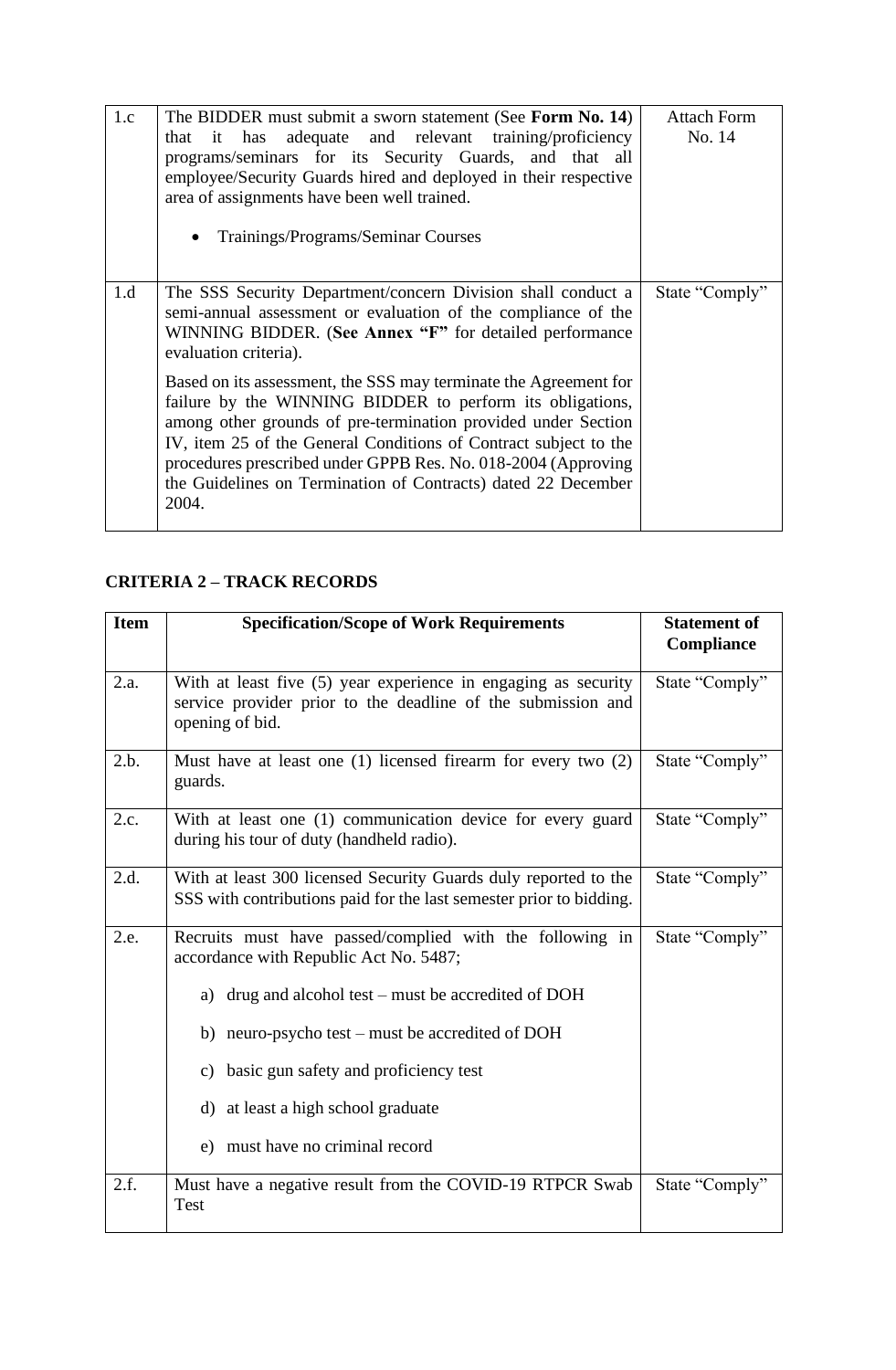| | | |
|---|---|---|
| 1.c | The BIDDER must submit a sworn statement (See **Form No. 14**) that it has adequate and relevant training/proficiency programs/seminars for its Security Guards, and that all employee/Security Guards hired and deployed in their respective area of assignments have been well trained.<br><br>• Trainings/Programs/Seminar Courses | Attach Form No. 14 |
| 1.d | The SSS Security Department/concern Division shall conduct a semi-annual assessment or evaluation of the compliance of the WINNING BIDDER. (**See Annex "F"** for detailed performance evaluation criteria).<br><br>Based on its assessment, the SSS may terminate the Agreement for failure by the WINNING BIDDER to perform its obligations, among other grounds of pre-termination provided under Section IV, item 25 of the General Conditions of Contract subject to the procedures prescribed under GPPB Res. No. 018-2004 (Approving the Guidelines on Termination of Contracts) dated 22 December 2004. | State "Comply" |

**CRITERIA 2 – TRACK RECORDS**

| Item | Specification/Scope of Work Requirements | Statement of Compliance |
|---|---|---|
| 2.a. | With at least five (5) year experience in engaging as security service provider prior to the deadline of the submission and opening of bid. | State "Comply" |
| 2.b. | Must have at least one (1) licensed firearm for every two (2) guards. | State "Comply" |
| 2.c. | With at least one (1) communication device for every guard during his tour of duty (handheld radio). | State "Comply" |
| 2.d. | With at least 300 licensed Security Guards duly reported to the SSS with contributions paid for the last semester prior to bidding. | State "Comply" |
| 2.e. | Recruits must have passed/complied with the following in accordance with Republic Act No. 5487;<br><br>a) drug and alcohol test – must be accredited of DOH<br><br>b) neuro-psycho test – must be accredited of DOH<br><br>c) basic gun safety and proficiency test<br><br>d) at least a high school graduate<br><br>e) must have no criminal record | State "Comply" |
| 2.f. | Must have a negative result from the COVID-19 RTPCR Swab Test | State "Comply" |